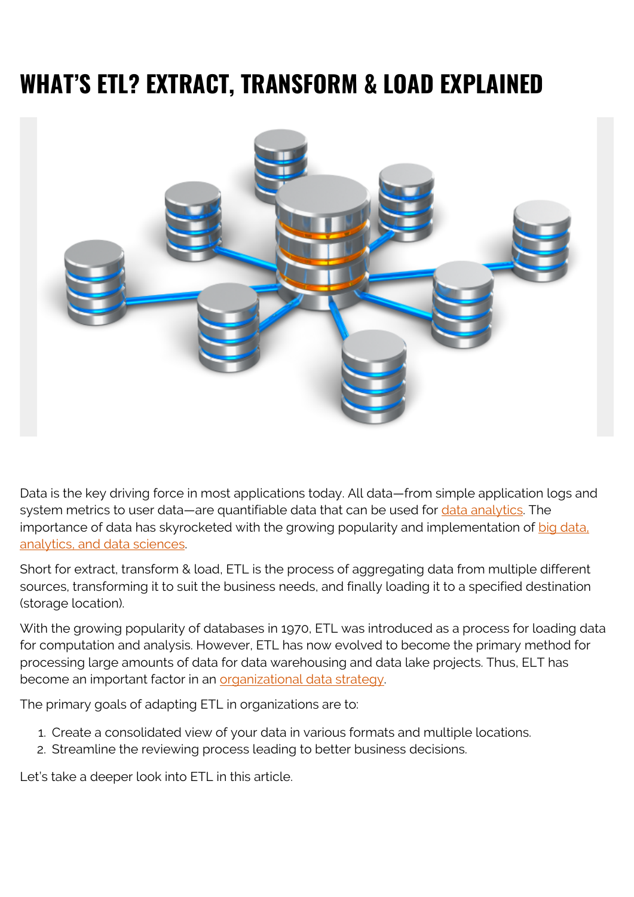# WHAT'S ETL? EXTRACT, TRANSFORM & LOAD EXPLAINED

Data is the key driving force in most applications today. All data—from simple application logs and system metrics to user data—are quantifiable data that can be used for data analytics. The importance of data has skyrocketed with the growing popularity and implementation of big data, analytics, and data sciences.

Short for extract, transform & load, ETL is the process of aggregating data from multiple different sources, transforming it to suit the business needs, and finally loading it to a specified destination (storage location).

With the growing popularity of databases in 1970, ETL was introduced as a process for loading data for computation and analysis. However, ETL has now evolved to become the primary method for processing large amounts of data for data warehousing and data lake projects. Thus, ELT has become an important factor in an organizational data strategy.

The primary goals of adapting ETL in organizations are to:

1. Create a consolidated view of your data in various formats and multiple locations.
2. Streamline the reviewing process leading to better business decisions.

Let's take a deeper look into ETL in this article.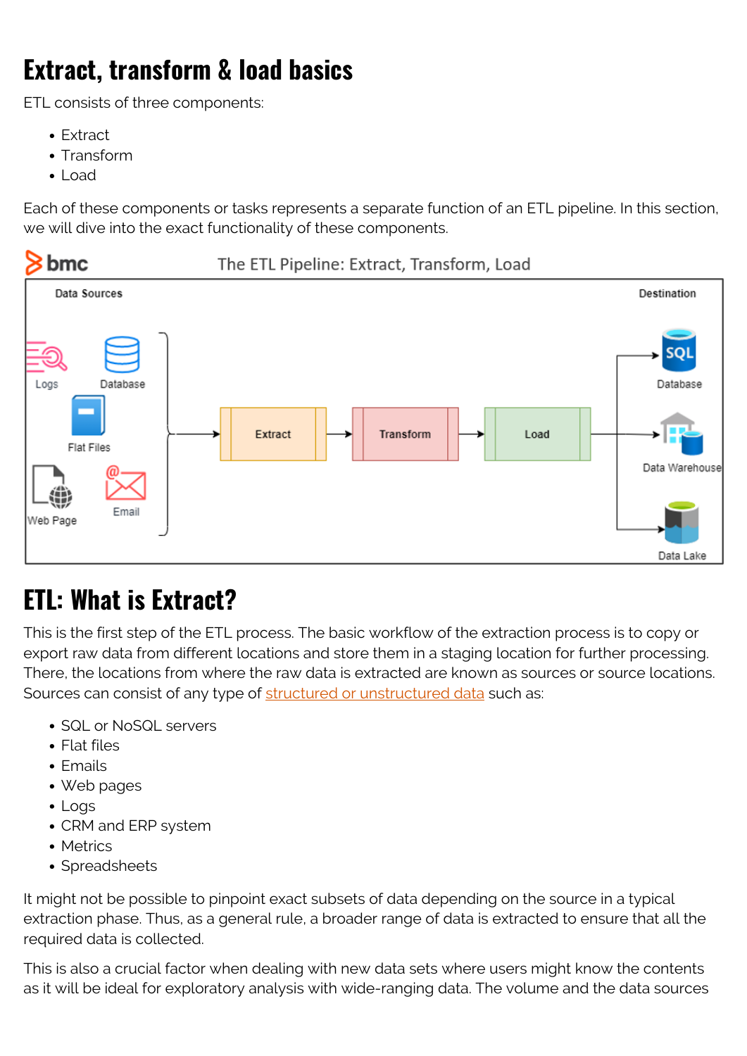# Extract, transform & load basics

ETL consists of three components:

- Extract
- Transform
- Load

Each of these components or tasks represents a separate function of an ETL pipeline. In this section, we will dive into the exact functionality of these components.

# ETL: What is Extract?

This is the first step of the ETL process. The basic workflow of the extraction process is to copy or export raw data from different locations and store them in a staging location for further processing. There, the locations from where the raw data is extracted are known as sources or source locations. Sources can consist of any type of structured or unstructured data such as:

- SQL or NoSQL servers
- Flat files
- Emails
- Web pages
- Logs
- CRM and ERP system
- Metrics
- Spreadsheets

It might not be possible to pinpoint exact subsets of data depending on the source in a typical extraction phase. Thus, as a general rule, a broader range of data is extracted to ensure that all the required data is collected.

This is also a crucial factor when dealing with new data sets where users might know the contents as it will be ideal for exploratory analysis with wide-ranging data. The volume and the data sources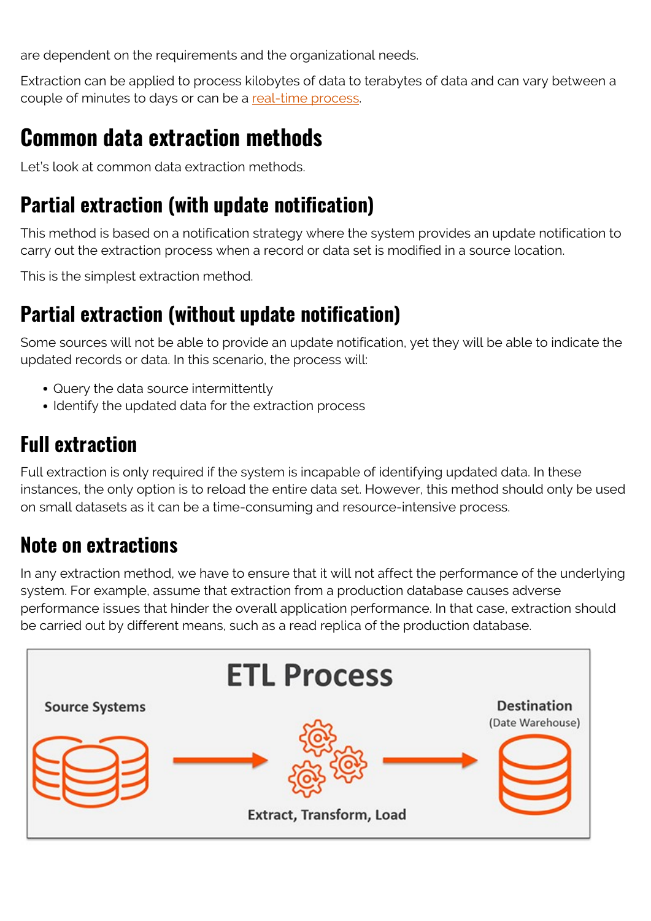are dependent on the requirements and the organizational needs.

Extraction can be applied to process kilobytes of data to terabytes of data and can vary between a couple of minutes to days or can be a real-time process.

## Common data extraction methods

Let's look at common data extraction methods.

### Partial extraction (with update notification)

This method is based on a notification strategy where the system provides an update notification to carry out the extraction process when a record or data set is modified in a source location.

This is the simplest extraction method.

### Partial extraction (without update notification)

Some sources will not be able to provide an update notification, yet they will be able to indicate the updated records or data. In this scenario, the process will:

- Query the data source intermittently
- Identify the updated data for the extraction process

### Full extraction

Full extraction is only required if the system is incapable of identifying updated data. In these instances, the only option is to reload the entire data set. However, this method should only be used on small datasets as it can be a time-consuming and resource-intensive process.

### Note on extractions

In any extraction method, we have to ensure that it will not affect the performance of the underlying system. For example, assume that extraction from a production database causes adverse performance issues that hinder the overall application performance. In that case, extraction should be carried out by different means, such as a read replica of the production database.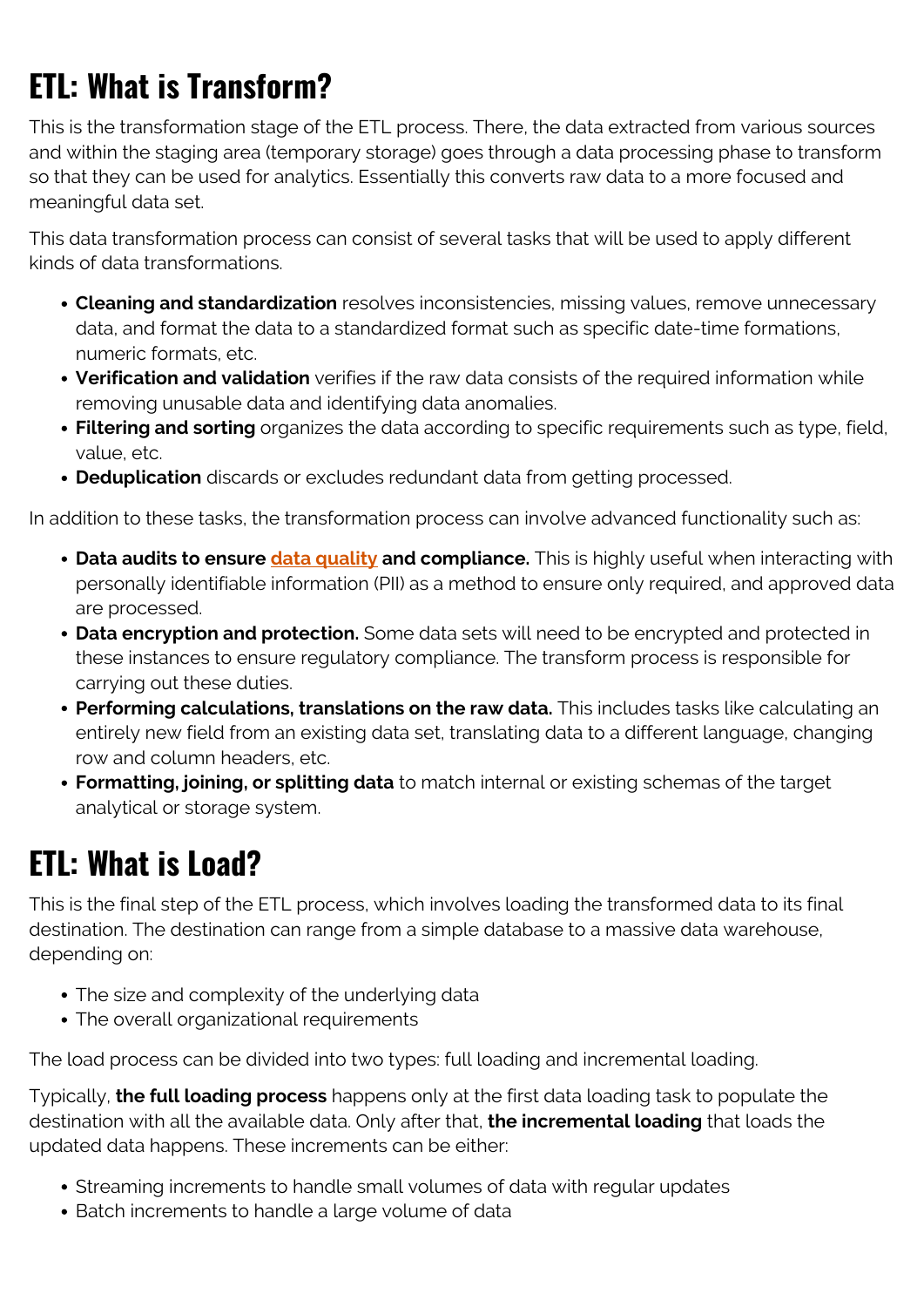# ETL: What is Transform?

This is the transformation stage of the ETL process. There, the data extracted from various sources and within the staging area (temporary storage) goes through a data processing phase to transform so that they can be used for analytics. Essentially this converts raw data to a more focused and meaningful data set.

This data transformation process can consist of several tasks that will be used to apply different kinds of data transformations.

- **Cleaning and standardization** resolves inconsistencies, missing values, remove unnecessary data, and format the data to a standardized format such as specific date-time formations, numeric formats, etc.
- **Verification and validation** verifies if the raw data consists of the required information while removing unusable data and identifying data anomalies.
- **Filtering and sorting** organizes the data according to specific requirements such as type, field, value, etc.
- **Deduplication** discards or excludes redundant data from getting processed.

In addition to these tasks, the transformation process can involve advanced functionality such as:

- **Data audits to ensure data quality and compliance.** This is highly useful when interacting with personally identifiable information (PII) as a method to ensure only required, and approved data are processed.
- **Data encryption and protection.** Some data sets will need to be encrypted and protected in these instances to ensure regulatory compliance. The transform process is responsible for carrying out these duties.
- **Performing calculations, translations on the raw data.** This includes tasks like calculating an entirely new field from an existing data set, translating data to a different language, changing row and column headers, etc.
- **Formatting, joining, or splitting data** to match internal or existing schemas of the target analytical or storage system.

# ETL: What is Load?

This is the final step of the ETL process, which involves loading the transformed data to its final destination. The destination can range from a simple database to a massive data warehouse, depending on:

- The size and complexity of the underlying data
- The overall organizational requirements

The load process can be divided into two types: full loading and incremental loading.

Typically, **the full loading process** happens only at the first data loading task to populate the destination with all the available data. Only after that, **the incremental loading** that loads the updated data happens. These increments can be either:

- Streaming increments to handle small volumes of data with regular updates
- Batch increments to handle a large volume of data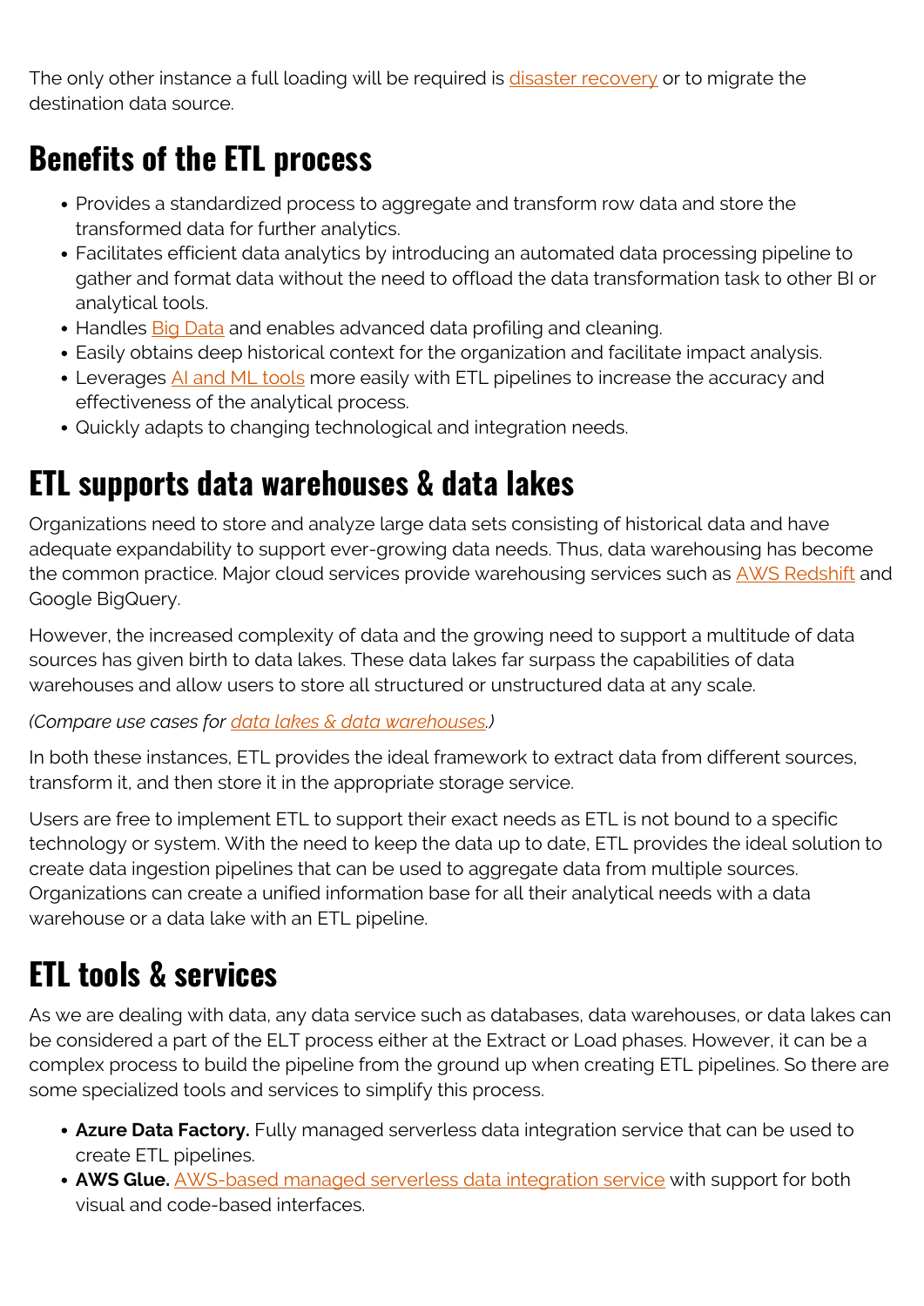The only other instance a full loading will be required is disaster recovery or to migrate the destination data source.

## Benefits of the ETL process

- Provides a standardized process to aggregate and transform row data and store the transformed data for further analytics.
- Facilitates efficient data analytics by introducing an automated data processing pipeline to gather and format data without the need to offload the data transformation task to other BI or analytical tools.
- Handles Big Data and enables advanced data profiling and cleaning.
- Easily obtains deep historical context for the organization and facilitate impact analysis.
- Leverages AI and ML tools more easily with ETL pipelines to increase the accuracy and effectiveness of the analytical process.
- Quickly adapts to changing technological and integration needs.

## ETL supports data warehouses & data lakes

Organizations need to store and analyze large data sets consisting of historical data and have adequate expandability to support ever-growing data needs. Thus, data warehousing has become the common practice. Major cloud services provide warehousing services such as AWS Redshift and Google BigQuery.

However, the increased complexity of data and the growing need to support a multitude of data sources has given birth to data lakes. These data lakes far surpass the capabilities of data warehouses and allow users to store all structured or unstructured data at any scale.

*(Compare use cases for data lakes & data warehouses.)*

In both these instances, ETL provides the ideal framework to extract data from different sources, transform it, and then store it in the appropriate storage service.

Users are free to implement ETL to support their exact needs as ETL is not bound to a specific technology or system. With the need to keep the data up to date, ETL provides the ideal solution to create data ingestion pipelines that can be used to aggregate data from multiple sources. Organizations can create a unified information base for all their analytical needs with a data warehouse or a data lake with an ETL pipeline.

## ETL tools & services

As we are dealing with data, any data service such as databases, data warehouses, or data lakes can be considered a part of the ELT process either at the Extract or Load phases. However, it can be a complex process to build the pipeline from the ground up when creating ETL pipelines. So there are some specialized tools and services to simplify this process.

- **Azure Data Factory.** Fully managed serverless data integration service that can be used to create ETL pipelines.
- **AWS Glue.** AWS-based managed serverless data integration service with support for both visual and code-based interfaces.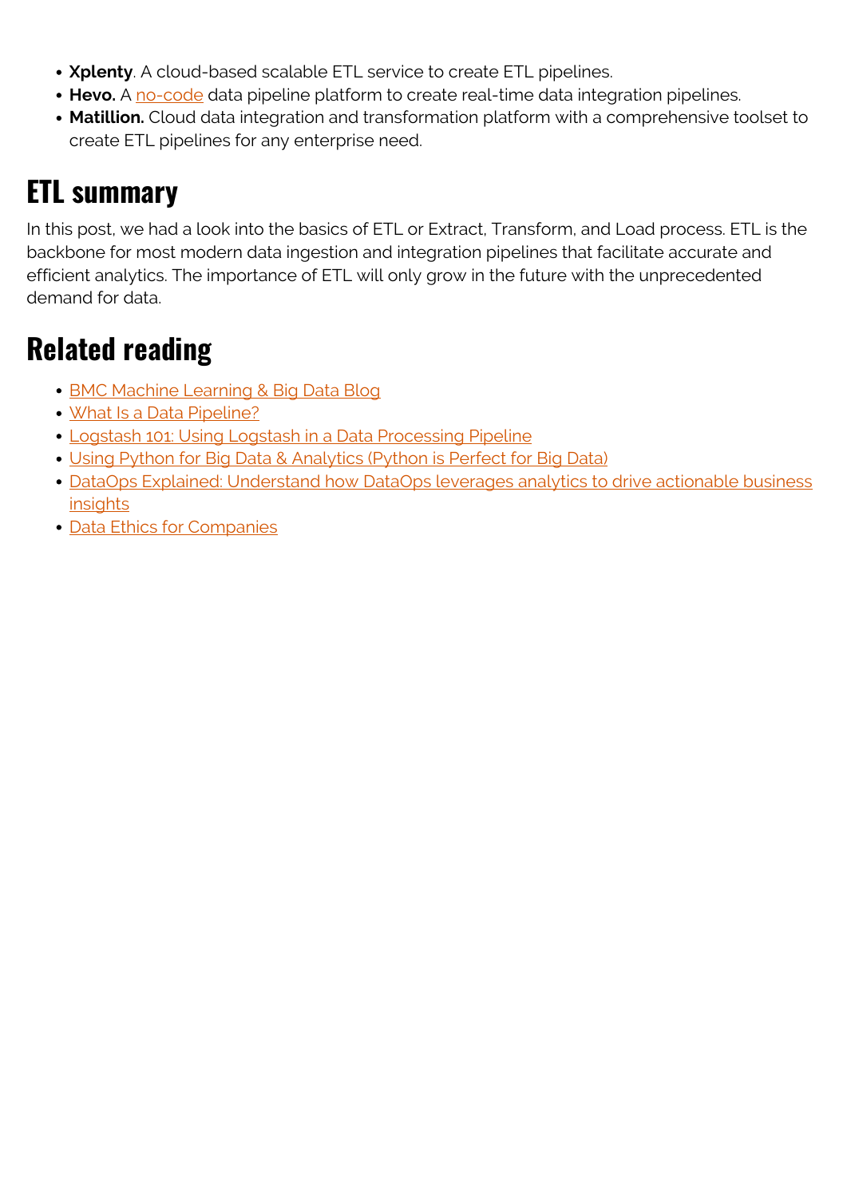- **Xplenty**. A cloud-based scalable ETL service to create ETL pipelines.
- **Hevo.** A no-code data pipeline platform to create real-time data integration pipelines.
- **Matillion.** Cloud data integration and transformation platform with a comprehensive toolset to create ETL pipelines for any enterprise need.

## ETL summary

In this post, we had a look into the basics of ETL or Extract, Transform, and Load process. ETL is the backbone for most modern data ingestion and integration pipelines that facilitate accurate and efficient analytics. The importance of ETL will only grow in the future with the unprecedented demand for data.

## Related reading

- BMC Machine Learning & Big Data Blog
- What Is a Data Pipeline?
- Logstash 101: Using Logstash in a Data Processing Pipeline
- Using Python for Big Data & Analytics (Python is Perfect for Big Data)
- DataOps Explained: Understand how DataOps leverages analytics to drive actionable business insights
- Data Ethics for Companies